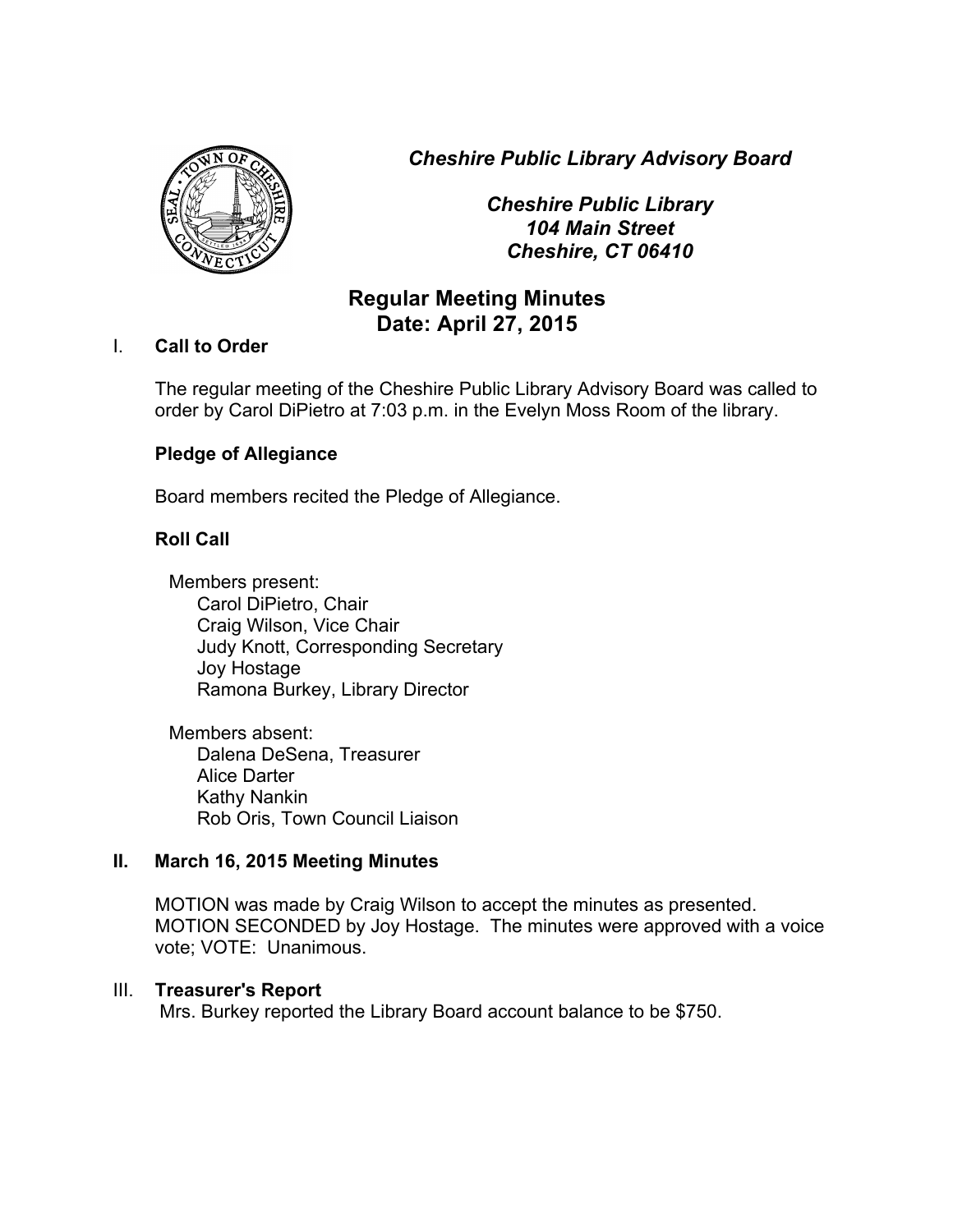*Cheshire Public Library Advisory Board*

*Cheshire Public Library*
*104 Main Street*
*Cheshire, CT 06410*

# Regular Meeting Minutes
## Date: April 27, 2015

I. **Call to Order**

The regular meeting of the Cheshire Public Library Advisory Board was called to order by Carol DiPietro at 7:03 p.m. in the Evelyn Moss Room of the library.

**Pledge of Allegiance**

Board members recited the Pledge of Allegiance.

**Roll Call**

Members present:
- Carol DiPietro, Chair
- Craig Wilson, Vice Chair
- Judy Knott, Corresponding Secretary
- Joy Hostage
- Ramona Burkey, Library Director

Members absent:
- Dalena DeSena, Treasurer
- Alice Darter
- Kathy Nankin
- Rob Oris, Town Council Liaison

**II. March 16, 2015 Meeting Minutes**

MOTION was made by Craig Wilson to accept the minutes as presented. MOTION SECONDED by Joy Hostage. The minutes were approved with a voice vote; VOTE: Unanimous.

III. **Treasurer's Report**

Mrs. Burkey reported the Library Board account balance to be $750.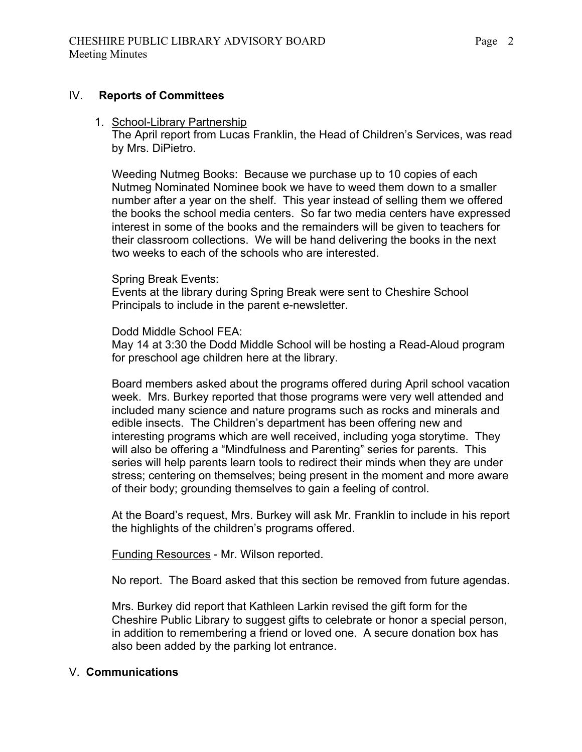## IV. **Reports of Committees**

1. School-Library Partnership

   The April report from Lucas Franklin, the Head of Children's Services, was read by Mrs. DiPietro.

   Weeding Nutmeg Books: Because we purchase up to 10 copies of each Nutmeg Nominated Nominee book we have to weed them down to a smaller number after a year on the shelf. This year instead of selling them we offered the books the school media centers. So far two media centers have expressed interest in some of the books and the remainders will be given to teachers for their classroom collections. We will be hand delivering the books in the next two weeks to each of the schools who are interested.

   Spring Break Events:
   Events at the library during Spring Break were sent to Cheshire School Principals to include in the parent e-newsletter.

   Dodd Middle School FEA:
   May 14 at 3:30 the Dodd Middle School will be hosting a Read-Aloud program for preschool age children here at the library.

   Board members asked about the programs offered during April school vacation week. Mrs. Burkey reported that those programs were very well attended and included many science and nature programs such as rocks and minerals and edible insects. The Children's department has been offering new and interesting programs which are well received, including yoga storytime. They will also be offering a "Mindfulness and Parenting" series for parents. This series will help parents learn tools to redirect their minds when they are under stress; centering on themselves; being present in the moment and more aware of their body; grounding themselves to gain a feeling of control.

   At the Board's request, Mrs. Burkey will ask Mr. Franklin to include in his report the highlights of the children's programs offered.

   Funding Resources - Mr. Wilson reported.

   No report. The Board asked that this section be removed from future agendas.

   Mrs. Burkey did report that Kathleen Larkin revised the gift form for the Cheshire Public Library to suggest gifts to celebrate or honor a special person, in addition to remembering a friend or loved one. A secure donation box has also been added by the parking lot entrance.

## V. **Communications**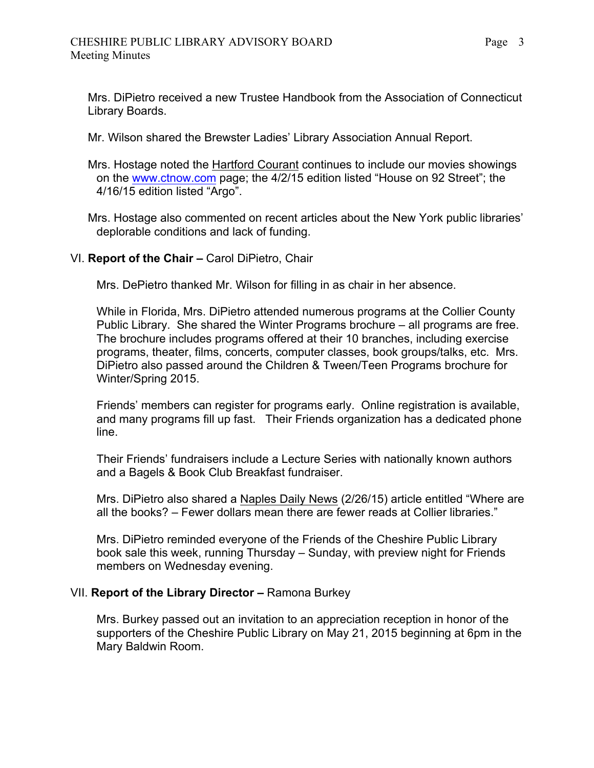Mrs. DiPietro received a new Trustee Handbook from the Association of Connecticut Library Boards.

Mr. Wilson shared the Brewster Ladies' Library Association Annual Report.

Mrs. Hostage noted the Hartford Courant continues to include our movies showings on the www.ctnow.com page; the 4/2/15 edition listed "House on 92 Street"; the 4/16/15 edition listed "Argo".

Mrs. Hostage also commented on recent articles about the New York public libraries' deplorable conditions and lack of funding.

VI. **Report of the Chair –** Carol DiPietro, Chair

Mrs. DePietro thanked Mr. Wilson for filling in as chair in her absence.

While in Florida, Mrs. DiPietro attended numerous programs at the Collier County Public Library. She shared the Winter Programs brochure – all programs are free. The brochure includes programs offered at their 10 branches, including exercise programs, theater, films, concerts, computer classes, book groups/talks, etc. Mrs. DiPietro also passed around the Children & Tween/Teen Programs brochure for Winter/Spring 2015.

Friends' members can register for programs early. Online registration is available, and many programs fill up fast. Their Friends organization has a dedicated phone line.

Their Friends' fundraisers include a Lecture Series with nationally known authors and a Bagels & Book Club Breakfast fundraiser.

Mrs. DiPietro also shared a Naples Daily News (2/26/15) article entitled "Where are all the books? – Fewer dollars mean there are fewer reads at Collier libraries."

Mrs. DiPietro reminded everyone of the Friends of the Cheshire Public Library book sale this week, running Thursday – Sunday, with preview night for Friends members on Wednesday evening.

VII. **Report of the Library Director –** Ramona Burkey

Mrs. Burkey passed out an invitation to an appreciation reception in honor of the supporters of the Cheshire Public Library on May 21, 2015 beginning at 6pm in the Mary Baldwin Room.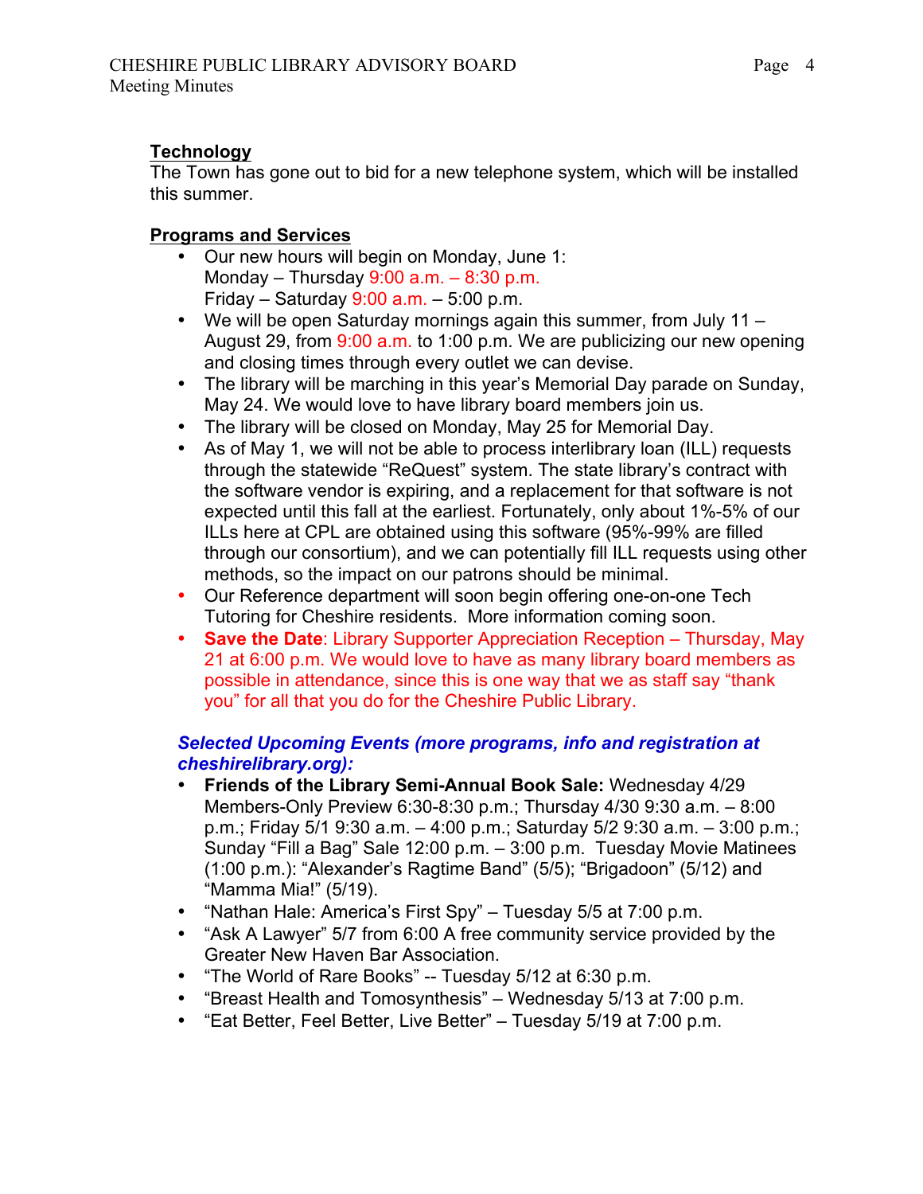**Technology**

The Town has gone out to bid for a new telephone system, which will be installed this summer.

**Programs and Services**

- Our new hours will begin on Monday, June 1:
  Monday – Thursday 9:00 a.m. – 8:30 p.m.
  Friday – Saturday 9:00 a.m. – 5:00 p.m.
- We will be open Saturday mornings again this summer, from July 11 – August 29, from 9:00 a.m. to 1:00 p.m. We are publicizing our new opening and closing times through every outlet we can devise.
- The library will be marching in this year's Memorial Day parade on Sunday, May 24. We would love to have library board members join us.
- The library will be closed on Monday, May 25 for Memorial Day.
- As of May 1, we will not be able to process interlibrary loan (ILL) requests through the statewide "ReQuest" system. The state library's contract with the software vendor is expiring, and a replacement for that software is not expected until this fall at the earliest. Fortunately, only about 1%-5% of our ILLs here at CPL are obtained using this software (95%-99% are filled through our consortium), and we can potentially fill ILL requests using other methods, so the impact on our patrons should be minimal.
- Our Reference department will soon begin offering one-on-one Tech Tutoring for Cheshire residents. More information coming soon.
- **Save the Date**: Library Supporter Appreciation Reception – Thursday, May 21 at 6:00 p.m. We would love to have as many library board members as possible in attendance, since this is one way that we as staff say "thank you" for all that you do for the Cheshire Public Library.

***Selected Upcoming Events (more programs, info and registration at cheshirelibrary.org):***

- **Friends of the Library Semi-Annual Book Sale:** Wednesday 4/29 Members-Only Preview 6:30-8:30 p.m.; Thursday 4/30 9:30 a.m. – 8:00 p.m.; Friday 5/1 9:30 a.m. – 4:00 p.m.; Saturday 5/2 9:30 a.m. – 3:00 p.m.; Sunday "Fill a Bag" Sale 12:00 p.m. – 3:00 p.m. Tuesday Movie Matinees (1:00 p.m.): "Alexander's Ragtime Band" (5/5); "Brigadoon" (5/12) and "Mamma Mia!" (5/19).
- "Nathan Hale: America's First Spy" – Tuesday 5/5 at 7:00 p.m.
- "Ask A Lawyer" 5/7 from 6:00 A free community service provided by the Greater New Haven Bar Association.
- "The World of Rare Books" -- Tuesday 5/12 at 6:30 p.m.
- "Breast Health and Tomosynthesis" – Wednesday 5/13 at 7:00 p.m.
- "Eat Better, Feel Better, Live Better" – Tuesday 5/19 at 7:00 p.m.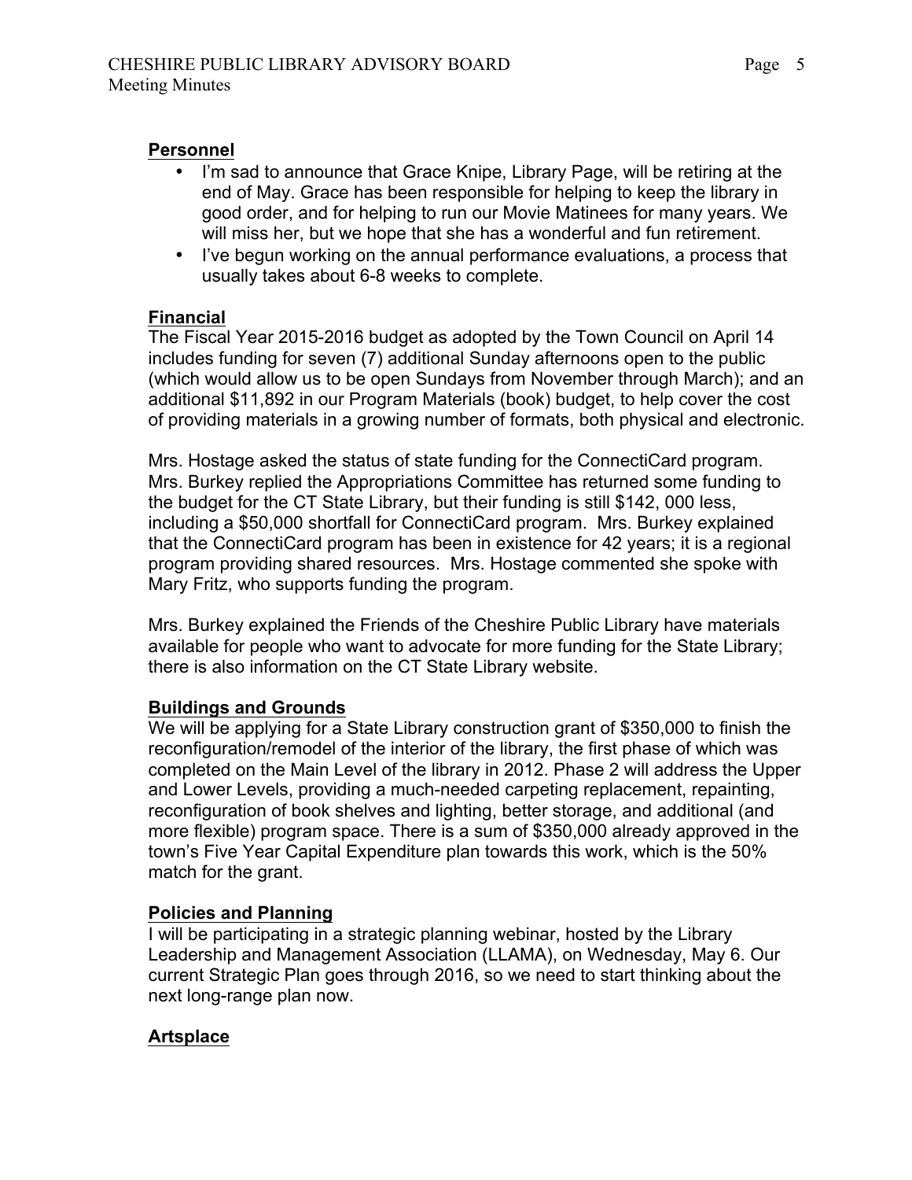**Personnel**

- I'm sad to announce that Grace Knipe, Library Page, will be retiring at the end of May. Grace has been responsible for helping to keep the library in good order, and for helping to run our Movie Matinees for many years. We will miss her, but we hope that she has a wonderful and fun retirement.
- I've begun working on the annual performance evaluations, a process that usually takes about 6-8 weeks to complete.

**Financial**

The Fiscal Year 2015-2016 budget as adopted by the Town Council on April 14 includes funding for seven (7) additional Sunday afternoons open to the public (which would allow us to be open Sundays from November through March); and an additional $11,892 in our Program Materials (book) budget, to help cover the cost of providing materials in a growing number of formats, both physical and electronic.

Mrs. Hostage asked the status of state funding for the ConnectiCard program. Mrs. Burkey replied the Appropriations Committee has returned some funding to the budget for the CT State Library, but their funding is still $142, 000 less, including a $50,000 shortfall for ConnectiCard program. Mrs. Burkey explained that the ConnectiCard program has been in existence for 42 years; it is a regional program providing shared resources. Mrs. Hostage commented she spoke with Mary Fritz, who supports funding the program.

Mrs. Burkey explained the Friends of the Cheshire Public Library have materials available for people who want to advocate for more funding for the State Library; there is also information on the CT State Library website.

**Buildings and Grounds**

We will be applying for a State Library construction grant of $350,000 to finish the reconfiguration/remodel of the interior of the library, the first phase of which was completed on the Main Level of the library in 2012. Phase 2 will address the Upper and Lower Levels, providing a much-needed carpeting replacement, repainting, reconfiguration of book shelves and lighting, better storage, and additional (and more flexible) program space. There is a sum of $350,000 already approved in the town's Five Year Capital Expenditure plan towards this work, which is the 50% match for the grant.

**Policies and Planning**

I will be participating in a strategic planning webinar, hosted by the Library Leadership and Management Association (LLAMA), on Wednesday, May 6. Our current Strategic Plan goes through 2016, so we need to start thinking about the next long-range plan now.

**Artsplace**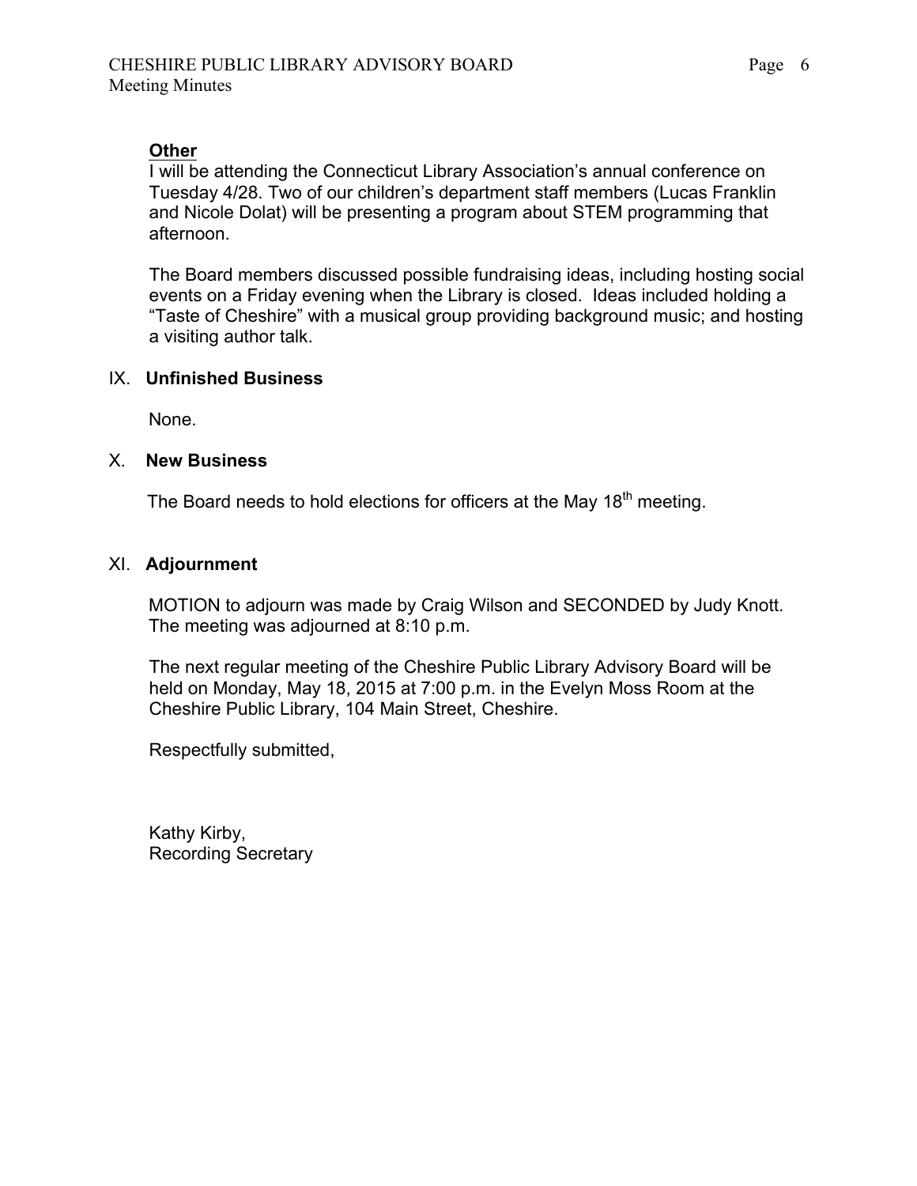**Other**

I will be attending the Connecticut Library Association's annual conference on Tuesday 4/28. Two of our children's department staff members (Lucas Franklin and Nicole Dolat) will be presenting a program about STEM programming that afternoon.

The Board members discussed possible fundraising ideas, including hosting social events on a Friday evening when the Library is closed. Ideas included holding a "Taste of Cheshire" with a musical group providing background music; and hosting a visiting author talk.

## IX. Unfinished Business

None.

## X. New Business

The Board needs to hold elections for officers at the May 18th meeting.

## XI. Adjournment

MOTION to adjourn was made by Craig Wilson and SECONDED by Judy Knott. The meeting was adjourned at 8:10 p.m.

The next regular meeting of the Cheshire Public Library Advisory Board will be held on Monday, May 18, 2015 at 7:00 p.m. in the Evelyn Moss Room at the Cheshire Public Library, 104 Main Street, Cheshire.

Respectfully submitted,

Kathy Kirby,
Recording Secretary